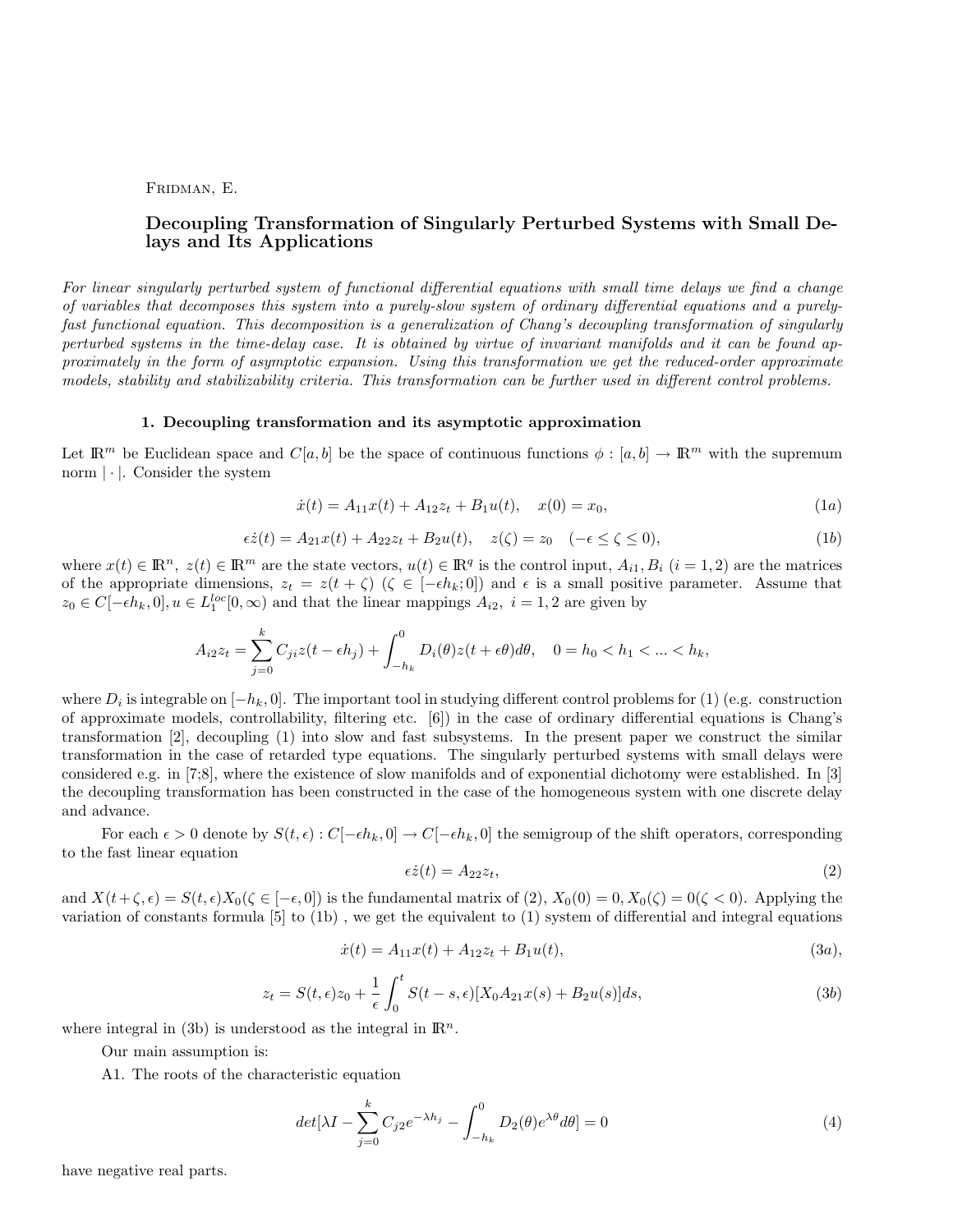Fridman, E.

## Decoupling Transformation of Singularly Perturbed Systems with Small Delays and Its Applications

*For linear singularly perturbed system of functional differential equations with small time delays we find a change of variables that decomposes this system into a purely-slow system of ordinary differential equations and a purely-fast functional equation. This decomposition is a generalization of Chang's decoupling transformation of singularly perturbed systems in the time-delay case. It is obtained by virtue of invariant manifolds and it can be found approximately in the form of asymptotic expansion. Using this transformation we get the reduced-order approximate models, stability and stabilizability criteria. This transformation can be further used in different control problems.*

### 1. Decoupling transformation and its asymptotic approximation

Let $\mathbb{R}^m$ be Euclidean space and $C[a,b]$ be the space of continuous functions $\phi : [a,b] \to \mathbb{R}^m$ with the supremum norm $|\cdot|$. Consider the system

$$\dot{x}(t) = A_{11}x(t) + A_{12}z_t + B_1u(t), \quad x(0) = x_0, \tag{1a}$$

$$\epsilon\dot{z}(t) = A_{21}x(t) + A_{22}z_t + B_2u(t), \quad z(\zeta) = z_0 \quad (-\epsilon \leq \zeta \leq 0), \tag{1b}$$

where $x(t) \in \mathbb{R}^n$, $z(t) \in \mathbb{R}^q$ are the state vectors, $u(t) \in \mathbb{R}^q$ is the control input, $A_{i1}, B_i$ $(i = 1, 2)$ are the matrices of the appropriate dimensions, $z_t = z(t + \zeta)$ $(\zeta \in [-\epsilon h_k; 0])$ and $\epsilon$ is a small positive parameter. Assume that $z_0 \in C[-\epsilon h_k, 0], u \in L_1^{loc}[0, \infty)$ and that the linear mappings $A_{i2}$, $i = 1, 2$ are given by

$$A_{i2}z_t = \sum_{j=0}^{k} C_{ji}z(t - \epsilon h_j) + \int_{-h_k}^{0} D_i(\theta)z(t + \epsilon\theta)d\theta, \quad 0 = h_0 < h_1 < ... < h_k,$$

where $D_i$ is integrable on $[-h_k, 0]$. The important tool in studying different control problems for (1) (e.g. construction of approximate models, controllability, filtering etc. [6]) in the case of ordinary differential equations is Chang's transformation [2], decoupling (1) into slow and fast subsystems. In the present paper we construct the similar transformation in the case of retarded type equations. The singularly perturbed systems with small delays were considered e.g. in [7;8], where the existence of slow manifolds and of exponential dichotomy were established. In [3] the decoupling transformation has been constructed in the case of the homogeneous system with one discrete delay and advance.

For each $\epsilon > 0$ denote by $S(t, \epsilon) : C[-\epsilon h_k, 0] \to C[-\epsilon h_k, 0]$ the semigroup of the shift operators, corresponding to the fast linear equation

$$\epsilon\dot{z}(t) = A_{22}z_t, \tag{2}$$

and $X(t+\zeta, \epsilon) = S(t, \epsilon)X_0(\zeta \in [-\epsilon, 0])$ is the fundamental matrix of (2), $X_0(0) = 0, X_0(\zeta) = 0(\zeta < 0)$. Applying the variation of constants formula [5] to (1b) , we get the equivalent to (1) system of differential and integral equations

$$\dot{x}(t) = A_{11}x(t) + A_{12}z_t + B_1u(t), \tag{3a}$$

$$z_t = S(t, \epsilon)z_0 + \frac{1}{\epsilon}\int_0^t S(t - s, \epsilon)[X_0A_{21}x(s) + B_2u(s)]ds, \tag{3b}$$

where integral in (3b) is understood as the integral in $\mathbb{R}^n$.

Our main assumption is:

A1. The roots of the characteristic equation

$$det[\lambda I - \sum_{j=0}^{k} C_{j2}e^{-\lambda h_j} - \int_{-h_k}^{0} D_2(\theta)e^{\lambda\theta}d\theta] = 0 \tag{4}$$

have negative real parts.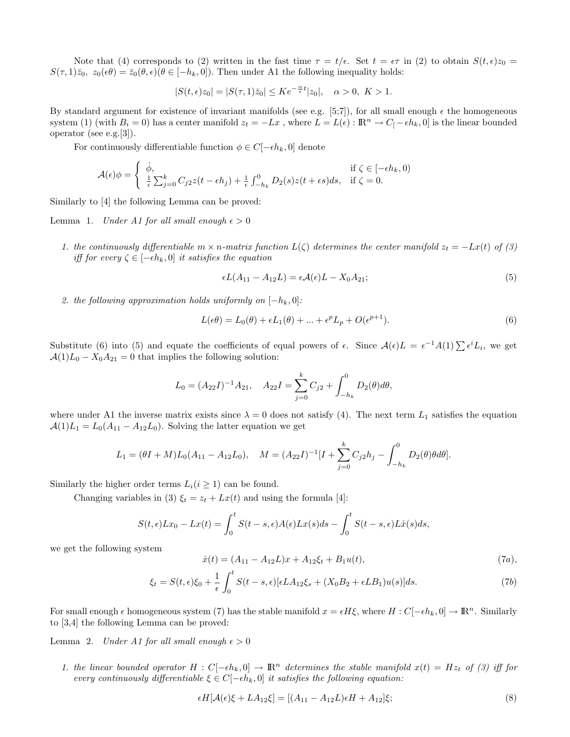Note that (4) corresponds to (2) written in the fast time $\tau = t/\epsilon$. Set $t = \epsilon\tau$ in (2) to obtain $S(t,\epsilon)z_0 = S(\tau,1)\bar{z}_0,\ z_0(\epsilon\theta) = \bar{z}_0(\theta,\epsilon)(\theta \in [-h_k, 0])$. Then under A1 the following inequality holds:

$$|S(t,\epsilon)z_0| = |S(\tau,1)\bar{z}_0| \le Ke^{-\frac{\alpha}{\epsilon}t}|z_0|, \quad \alpha > 0,\ K > 1.$$

By standard argument for existence of invariant manifolds (see e.g. [5;7]), for all small enough $\epsilon$ the homogeneous system (1) (with $B_i = 0$) has a center manifold $z_t = -Lx$ , where $L = L(\epsilon) : \mathbb{R}^n \to C_[-\epsilon h_k, 0]$ is the linear bounded operator (see e.g.[3]).

For continuously differentiable function $\phi \in C[-\epsilon h_k, 0]$ denote

$$\mathcal{A}(\epsilon)\phi = \begin{cases} \dot{\phi}, & \text{if } \zeta \in [-\epsilon h_k, 0) \\ \frac{1}{\epsilon}\sum_{j=0}^{k} C_{j2}z(t-\epsilon h_j) + \frac{1}{\epsilon}\int_{-h_k}^{0} D_2(s)z(t+\epsilon s)ds, & \text{if } \zeta = 0. \end{cases}$$

Similarly to [4] the following Lemma can be proved:

Lemma 1. *Under A1 for all small enough $\epsilon > 0$*

1. *the continuously differentiable $m \times n$-matrix function $L(\zeta)$ determines the center manifold $z_t = -Lx(t)$ of (3) iff for every $\zeta \in [-\epsilon h_k, 0]$ it satisfies the equation*

$$\epsilon L(A_{11} - A_{12}L) = \epsilon\mathcal{A}(\epsilon)L - X_0A_{21}; \tag{5}$$

2. *the following approximation holds uniformly on $[-h_k, 0]$:*

$$L(\epsilon\theta) = L_0(\theta) + \epsilon L_1(\theta) + ... + \epsilon^p L_p + O(\epsilon^{p+1}). \tag{6}$$

Substitute (6) into (5) and equate the coefficients of equal powers of $\epsilon$. Since $\mathcal{A}(\epsilon)L = \epsilon^{-1}A(1)\sum \epsilon^i L_i$, we get $\mathcal{A}(1)L_0 - X_0A_{21} = 0$ that implies the following solution:

$$L_0 = (A_{22}I)^{-1}A_{21}, \quad A_{22}I = \sum_{j=0}^{k} C_{j2} + \int_{-h_k}^{0} D_2(\theta)d\theta,$$

where under A1 the inverse matrix exists since $\lambda = 0$ does not satisfy (4). The next term $L_1$ satisfies the equation $\mathcal{A}(1)L_1 = L_0(A_{11} - A_{12}L_0)$. Solving the latter equation we get

$$L_1 = (\theta I + M)L_0(A_{11} - A_{12}L_0), \quad M = (A_{22}I)^{-1}[I + \sum_{j=0}^{k} C_{j2}h_j - \int_{-h_k}^{0} D_2(\theta)\theta d\theta].$$

Similarly the higher order terms $L_i (i \ge 1)$ can be found.

Changing variables in (3) $\xi_t = z_t + Lx(t)$ and using the formula [4]:

$$S(t,\epsilon)Lx_0 - Lx(t) = \int_0^t S(t-s,\epsilon)A(\epsilon)Lx(s)ds - \int_0^t S(t-s,\epsilon)L\dot{x}(s)ds,$$

we get the following system

$$\dot{x}(t) = (A_{11} - A_{12}L)x + A_{12}\xi_t + B_1u(t), \tag{7a}$$

$$\xi_t = S(t,\epsilon)\xi_0 + \frac{1}{\epsilon}\int_0^t S(t-s,\epsilon)[\epsilon LA_{12}\xi_s + (X_0B_2 + \epsilon LB_1)u(s)]ds. \tag{7b}$$

For small enough $\epsilon$ homogeneous system (7) has the stable manifold $x = \epsilon H\xi$, where $H : C[-\epsilon h_k, 0] \to \mathbb{R}^n$. Similarly to [3,4] the following Lemma can be proved:

Lemma 2. *Under A1 for all small enough $\epsilon > 0$*

1. *the linear bounded operator $H : C[-\epsilon h_k, 0] \to \mathbb{R}^n$ determines the stable manifold $x(t) = Hz_t$ of (3) iff for every continuously differentiable $\xi \in C[-\epsilon h_k, 0]$ it satisfies the following equation:*

$$\epsilon H[\mathcal{A}(\epsilon)\xi + LA_{12}\xi] = [(A_{11} - A_{12}L)\epsilon H + A_{12}]\xi; \tag{8}$$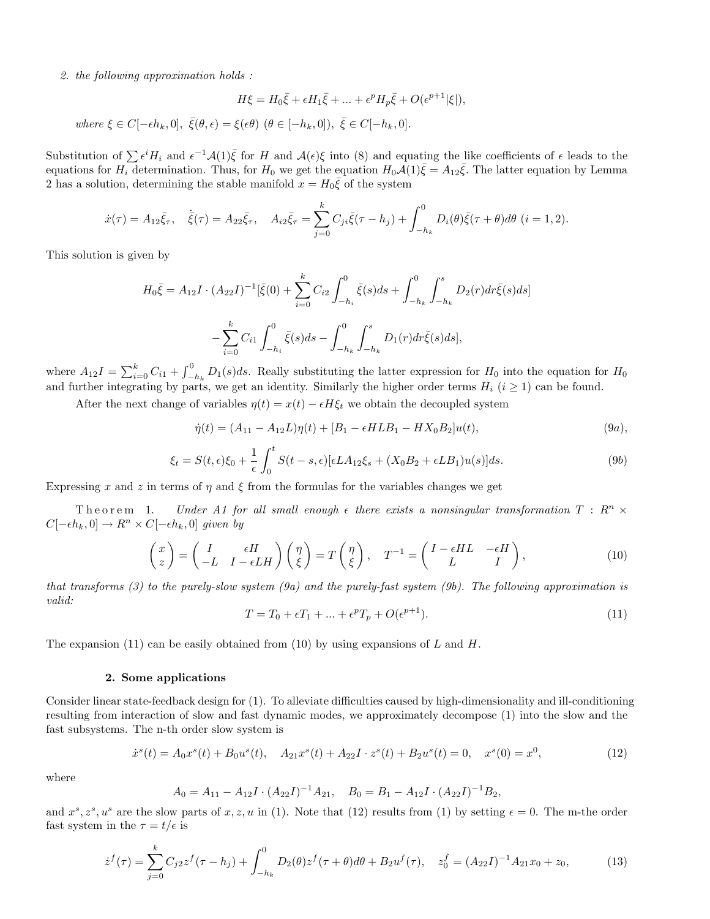*2. the following approximation holds :*

$$H\xi = H_0\bar{\xi} + \epsilon H_1\bar{\xi} + ... + \epsilon^p H_p\bar{\xi} + O(\epsilon^{p+1}|\xi|),$$

*where* $\xi \in C[-\epsilon h_k, 0]$, $\bar{\xi}(\theta, \epsilon) = \xi(\epsilon\theta)$ $(\theta \in [-h_k, 0])$, $\bar{\xi} \in C[-h_k, 0]$.

Substitution of $\sum \epsilon^i H_i$ and $\epsilon^{-1}\mathcal{A}(1)\bar{\xi}$ for $H$ and $\mathcal{A}(\epsilon)\xi$ into (8) and equating the like coefficients of $\epsilon$ leads to the equations for $H_i$ determination. Thus, for $H_0$ we get the equation $H_0\mathcal{A}(1)\bar{\xi} = A_{12}\bar{\xi}$. The latter equation by Lemma 2 has a solution, determining the stable manifold $x = H_0\bar{\xi}$ of the system

$$\dot{x}(\tau) = A_{12}\bar{\xi}_\tau, \quad \dot{\bar{\xi}}(\tau) = A_{22}\bar{\xi}_\tau, \quad A_{i2}\bar{\xi}_\tau = \sum_{j=0}^{k} C_{ji}\bar{\xi}(\tau - h_j) + \int_{-h_k}^{0} D_i(\theta)\bar{\xi}(\tau + \theta)d\theta \ (i = 1, 2).$$

This solution is given by

$$H_0\bar{\xi} = A_{12}I \cdot (A_{22}I)^{-1}[\bar{\xi}(0) + \sum_{i=0}^{k} C_{i2}\int_{-h_i}^{0}\bar{\xi}(s)ds + \int_{-h_k}^{0}\int_{-h_k}^{s} D_2(r)dr\bar{\xi}(s)ds]$$

$$-\sum_{i=0}^{k} C_{i1}\int_{-h_i}^{0}\bar{\xi}(s)ds - \int_{-h_k}^{0}\int_{-h_k}^{s} D_1(r)dr\bar{\xi}(s)ds],$$

where $A_{12}I = \sum_{i=0}^{k} C_{i1} + \int_{-h_k}^{0} D_1(s)ds$. Really substituting the latter expression for $H_0$ into the equation for $H_0$ and further integrating by parts, we get an identity. Similarly the higher order terms $H_i$ $(i \geq 1)$ can be found.

After the next change of variables $\eta(t) = x(t) - \epsilon H\xi_t$ we obtain the decoupled system

$$\dot{\eta}(t) = (A_{11} - A_{12}L)\eta(t) + [B_1 - \epsilon HLB_1 - HX_0B_2]u(t), \tag{9a}$$

$$\xi_t = S(t, \epsilon)\xi_0 + \frac{1}{\epsilon}\int_0^t S(t - s, \epsilon)[\epsilon LA_{12}\xi_s + (X_0B_2 + \epsilon LB_1)u(s)]ds. \tag{9b}$$

Expressing $x$ and $z$ in terms of $\eta$ and $\xi$ from the formulas for the variables changes we get

**Theorem 1.** *Under A1 for all small enough* $\epsilon$ *there exists a nonsingular transformation* $T : R^n \times C[-\epsilon h_k, 0] \to R^n \times C[-\epsilon h_k, 0]$ *given by*

$$\begin{pmatrix} x \\ z \end{pmatrix} = \begin{pmatrix} I & \epsilon H \\ -L & I - \epsilon LH \end{pmatrix}\begin{pmatrix} \eta \\ \xi \end{pmatrix} = T\begin{pmatrix} \eta \\ \xi \end{pmatrix}, \quad T^{-1} = \begin{pmatrix} I - \epsilon HL & -\epsilon H \\ L & I \end{pmatrix}, \tag{10}$$

*that transforms (3) to the purely-slow system (9a) and the purely-fast system (9b). The following approximation is valid:*

$$T = T_0 + \epsilon T_1 + ... + \epsilon^p T_p + O(\epsilon^{p+1}). \tag{11}$$

The expansion (11) can be easily obtained from (10) by using expansions of $L$ and $H$.

## 2. Some applications

Consider linear state-feedback design for (1). To alleviate difficulties caused by high-dimensionality and ill-conditioning resulting from interaction of slow and fast dynamic modes, we approximately decompose (1) into the slow and the fast subsystems. The n-th order slow system is

$$\dot{x}^s(t) = A_0x^s(t) + B_0u^s(t), \quad A_{21}x^s(t) + A_{22}I \cdot z^s(t) + B_2u^s(t) = 0, \quad x^s(0) = x^0, \tag{12}$$

where

$$A_0 = A_{11} - A_{12}I \cdot (A_{22}I)^{-1}A_{21}, \quad B_0 = B_1 - A_{12}I \cdot (A_{22}I)^{-1}B_2,$$

and $x^s, z^s, u^s$ are the slow parts of $x, z, u$ in (1). Note that (12) results from (1) by setting $\epsilon = 0$. The m-the order fast system in the $\tau = t/\epsilon$ is

$$\dot{z}^f(\tau) = \sum_{j=0}^{k} C_{j2}z^f(\tau - h_j) + \int_{-h_k}^{0} D_2(\theta)z^f(\tau + \theta)d\theta + B_2u^f(\tau), \quad z_0^f = (A_{22}I)^{-1}A_{21}x_0 + z_0, \tag{13}$$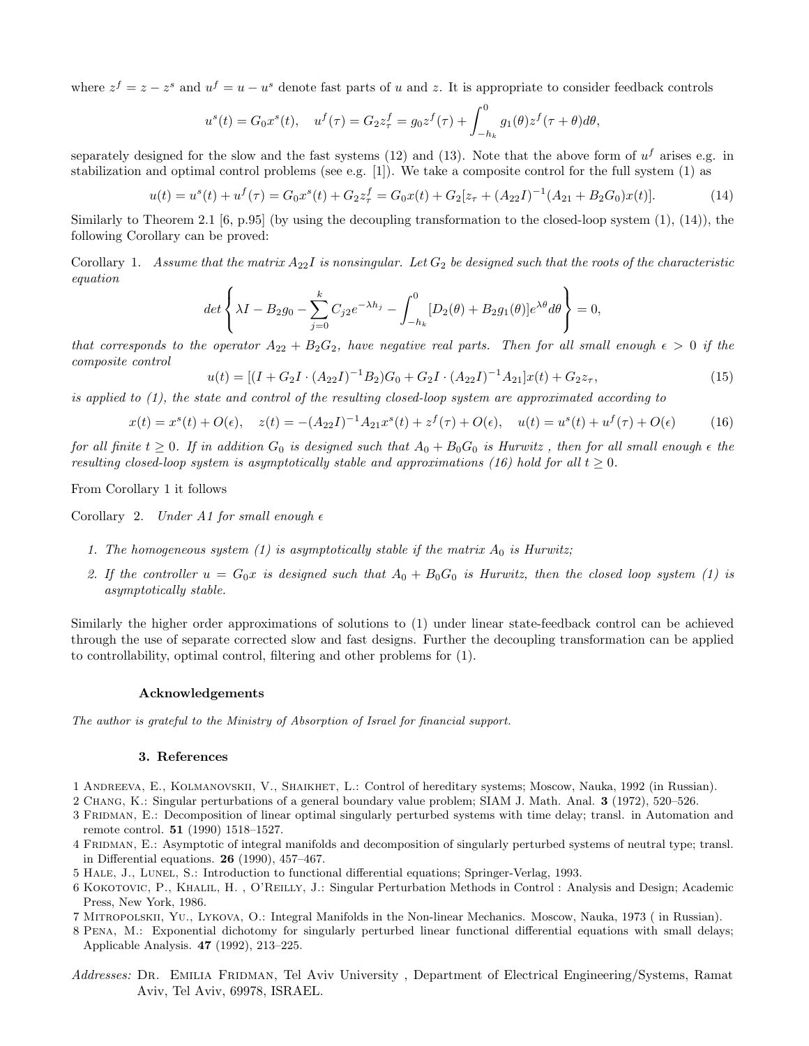where $z^f = z - z^s$ and $u^f = u - u^s$ denote fast parts of $u$ and $z$. It is appropriate to consider feedback controls

$$u^s(t) = G_0 x^s(t), \quad u^f(\tau) = G_2 z^f_\tau = g_0 z^f(\tau) + \int_{-h_k}^{0} g_1(\theta) z^f(\tau + \theta) d\theta,$$

separately designed for the slow and the fast systems (12) and (13). Note that the above form of $u^f$ arises e.g. in stabilization and optimal control problems (see e.g. [1]). We take a composite control for the full system (1) as

$$u(t) = u^s(t) + u^f(\tau) = G_0 x^s(t) + G_2 z^f_\tau = G_0 x(t) + G_2[z_\tau + (A_{22}I)^{-1}(A_{21} + B_2 G_0)x(t)]. \tag{14}$$

Similarly to Theorem 2.1 [6, p.95] (by using the decoupling transformation to the closed-loop system (1), (14)), the following Corollary can be proved:

Corollary 1. *Assume that the matrix $A_{22}I$ is nonsingular. Let $G_2$ be designed such that the roots of the characteristic equation*

$$det\left\{\lambda I - B_2 g_0 - \sum_{j=0}^{k} C_{j2} e^{-\lambda h_j} - \int_{-h_k}^{0} [D_2(\theta) + B_2 g_1(\theta)] e^{\lambda\theta} d\theta\right\} = 0,$$

*that corresponds to the operator $A_{22} + B_2 G_2$, have negative real parts. Then for all small enough $\epsilon > 0$ if the composite control*

$$u(t) = [(I + G_2 I \cdot (A_{22}I)^{-1} B_2) G_0 + G_2 I \cdot (A_{22}I)^{-1} A_{21}] x(t) + G_2 z_\tau, \tag{15}$$

*is applied to (1), the state and control of the resulting closed-loop system are approximated according to*

$$x(t) = x^s(t) + O(\epsilon), \quad z(t) = -(A_{22}I)^{-1} A_{21} x^s(t) + z^f(\tau) + O(\epsilon), \quad u(t) = u^s(t) + u^f(\tau) + O(\epsilon) \tag{16}$$

*for all finite $t \geq 0$. If in addition $G_0$ is designed such that $A_0 + B_0 G_0$ is Hurwitz , then for all small enough $\epsilon$ the resulting closed-loop system is asymptotically stable and approximations (16) hold for all $t \geq 0$.*

From Corollary 1 it follows

Corollary 2. *Under A1 for small enough $\epsilon$*

1. *The homogeneous system (1) is asymptotically stable if the matrix $A_0$ is Hurwitz;*
2. *If the controller $u = G_0 x$ is designed such that $A_0 + B_0 G_0$ is Hurwitz, then the closed loop system (1) is asymptotically stable.*

Similarly the higher order approximations of solutions to (1) under linear state-feedback control can be achieved through the use of separate corrected slow and fast designs. Further the decoupling transformation can be applied to controllability, optimal control, filtering and other problems for (1).

#### Acknowledgements

*The author is grateful to the Ministry of Absorption of Israel for financial support.*

## 3. References

1 Andreeva, E., Kolmanovskii, V., Shaikhet, L.: Control of hereditary systems; Moscow, Nauka, 1992 (in Russian).
2 Chang, K.: Singular perturbations of a general boundary value problem; SIAM J. Math. Anal. **3** (1972), 520–526.
3 Fridman, E.: Decomposition of linear optimal singularly perturbed systems with time delay; transl. in Automation and remote control. **51** (1990) 1518–1527.
4 Fridman, E.: Asymptotic of integral manifolds and decomposition of singularly perturbed systems of neutral type; transl. in Differential equations. **26** (1990), 457–467.
5 Hale, J., Lunel, S.: Introduction to functional differential equations; Springer-Verlag, 1993.
6 Kokotovic, P., Khalil, H. , O'Reilly, J.: Singular Perturbation Methods in Control : Analysis and Design; Academic Press, New York, 1986.
7 Mitropolskii, Yu., Lykova, O.: Integral Manifolds in the Non-linear Mechanics. Moscow, Nauka, 1973 ( in Russian).
8 Pena, M.: Exponential dichotomy for singularly perturbed linear functional differential equations with small delays; Applicable Analysis. **47** (1992), 213–225.

*Addresses:* Dr. Emilia Fridman, Tel Aviv University , Department of Electrical Engineering/Systems, Ramat Aviv, Tel Aviv, 69978, ISRAEL.